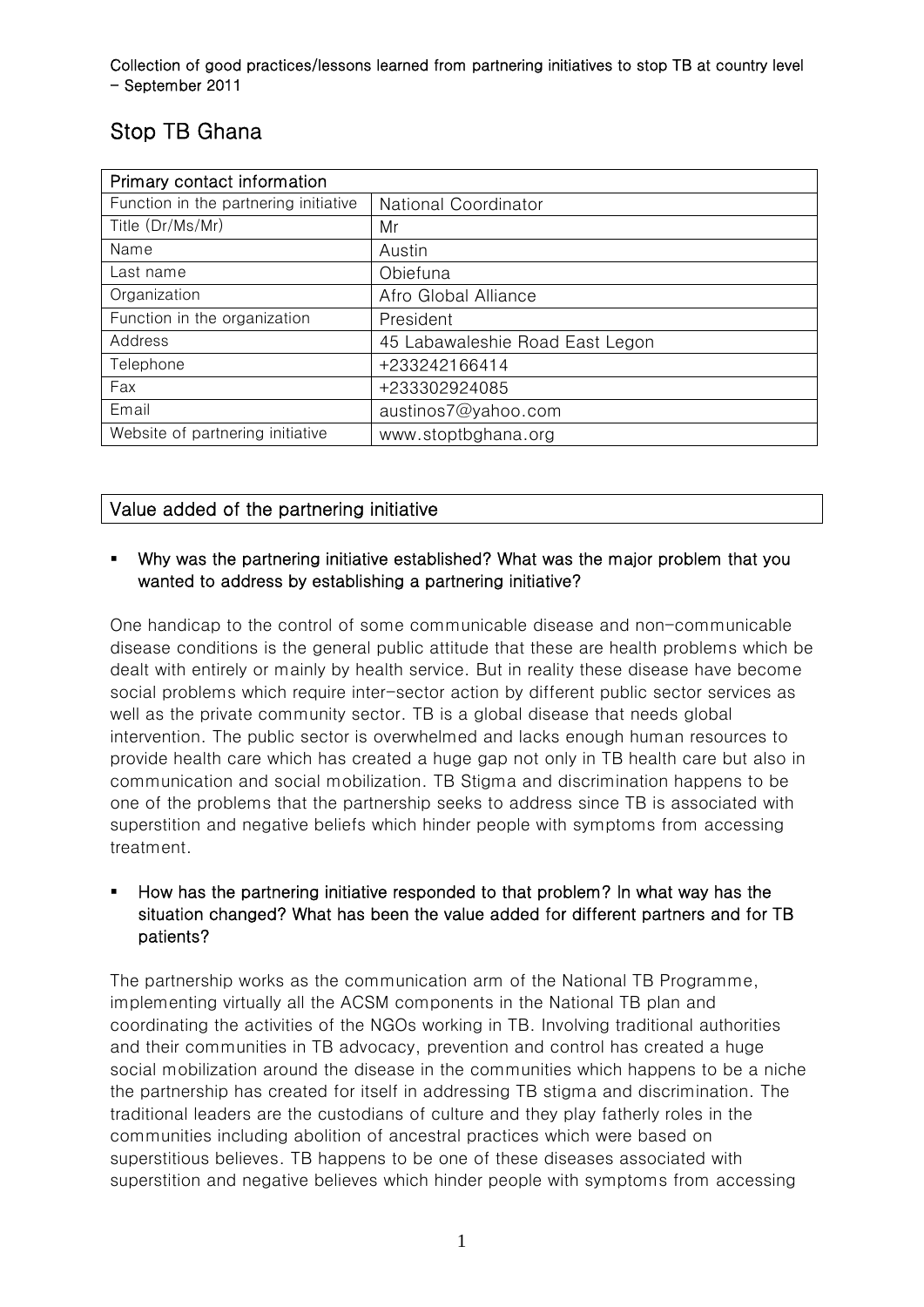Collection of good practices/lessons learned from partnering initiatives to stop TB at country level – September 2011

# Stop TB Ghana

| Primary contact information | |
|---|---|
| Function in the partnering initiative | National Coordinator |
| Title (Dr/Ms/Mr) | Mr |
| Name | Austin |
| Last name | Obiefuna |
| Organization | Afro Global Alliance |
| Function in the organization | President |
| Address | 45 Labawaleshie Road East Legon |
| Telephone | +233242166414 |
| Fax | +233302924085 |
| Email | austinos7@yahoo.com |
| Website of partnering initiative | www.stoptbghana.org |

## Value added of the partnering initiative

- **Why was the partnering initiative established? What was the major problem that you wanted to address by establishing a partnering initiative?**

One handicap to the control of some communicable disease and non-communicable disease conditions is the general public attitude that these are health problems which be dealt with entirely or mainly by health service. But in reality these disease have become social problems which require inter-sector action by different public sector services as well as the private community sector. TB is a global disease that needs global intervention. The public sector is overwhelmed and lacks enough human resources to provide health care which has created a huge gap not only in TB health care but also in communication and social mobilization. TB Stigma and discrimination happens to be one of the problems that the partnership seeks to address since TB is associated with superstition and negative beliefs which hinder people with symptoms from accessing treatment.

- **How has the partnering initiative responded to that problem? In what way has the situation changed? What has been the value added for different partners and for TB patients?**

The partnership works as the communication arm of the National TB Programme, implementing virtually all the ACSM components in the National TB plan and coordinating the activities of the NGOs working in TB. Involving traditional authorities and their communities in TB advocacy, prevention and control has created a huge social mobilization around the disease in the communities which happens to be a niche the partnership has created for itself in addressing TB stigma and discrimination. The traditional leaders are the custodians of culture and they play fatherly roles in the communities including abolition of ancestral practices which were based on superstitious believes. TB happens to be one of these diseases associated with superstition and negative believes which hinder people with symptoms from accessing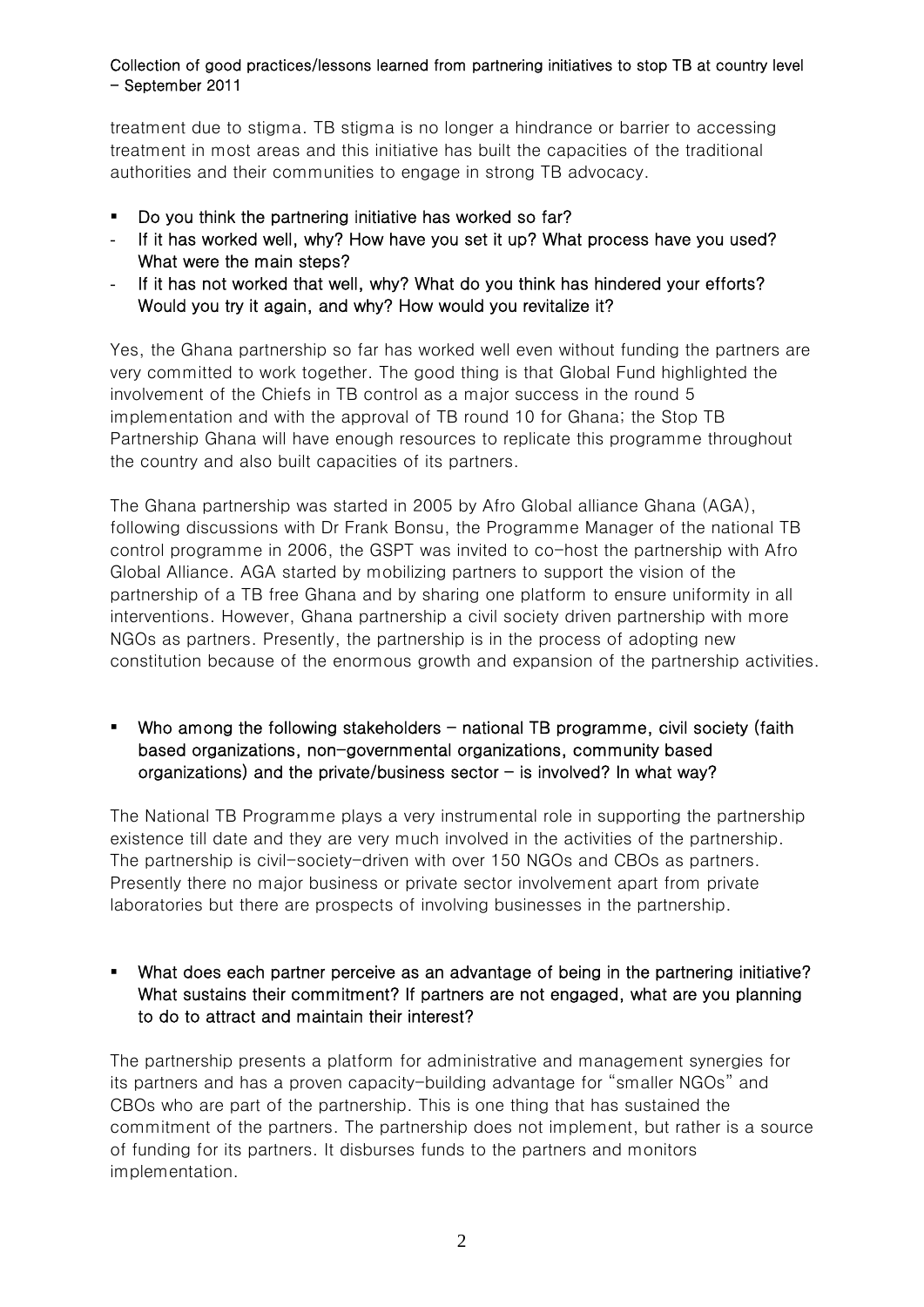treatment due to stigma. TB stigma is no longer a hindrance or barrier to accessing treatment in most areas and this initiative has built the capacities of the traditional authorities and their communities to engage in strong TB advocacy.

- **Do you think the partnering initiative has worked so far?**
- **If it has worked well, why? How have you set it up? What process have you used? What were the main steps?**
- **If it has not worked that well, why? What do you think has hindered your efforts? Would you try it again, and why? How would you revitalize it?**

Yes, the Ghana partnership so far has worked well even without funding the partners are very committed to work together. The good thing is that Global Fund highlighted the involvement of the Chiefs in TB control as a major success in the round 5 implementation and with the approval of TB round 10 for Ghana; the Stop TB Partnership Ghana will have enough resources to replicate this programme throughout the country and also built capacities of its partners.

The Ghana partnership was started in 2005 by Afro Global alliance Ghana (AGA), following discussions with Dr Frank Bonsu, the Programme Manager of the national TB control programme in 2006, the GSPT was invited to co-host the partnership with Afro Global Alliance. AGA started by mobilizing partners to support the vision of the partnership of a TB free Ghana and by sharing one platform to ensure uniformity in all interventions. However, Ghana partnership a civil society driven partnership with more NGOs as partners. Presently, the partnership is in the process of adopting new constitution because of the enormous growth and expansion of the partnership activities.

- **Who among the following stakeholders – national TB programme, civil society (faith based organizations, non-governmental organizations, community based organizations) and the private/business sector – is involved? In what way?**

The National TB Programme plays a very instrumental role in supporting the partnership existence till date and they are very much involved in the activities of the partnership. The partnership is civil-society-driven with over 150 NGOs and CBOs as partners. Presently there no major business or private sector involvement apart from private laboratories but there are prospects of involving businesses in the partnership.

- **What does each partner perceive as an advantage of being in the partnering initiative? What sustains their commitment? If partners are not engaged, what are you planning to do to attract and maintain their interest?**

The partnership presents a platform for administrative and management synergies for its partners and has a proven capacity-building advantage for "smaller NGOs" and CBOs who are part of the partnership. This is one thing that has sustained the commitment of the partners. The partnership does not implement, but rather is a source of funding for its partners. It disburses funds to the partners and monitors implementation.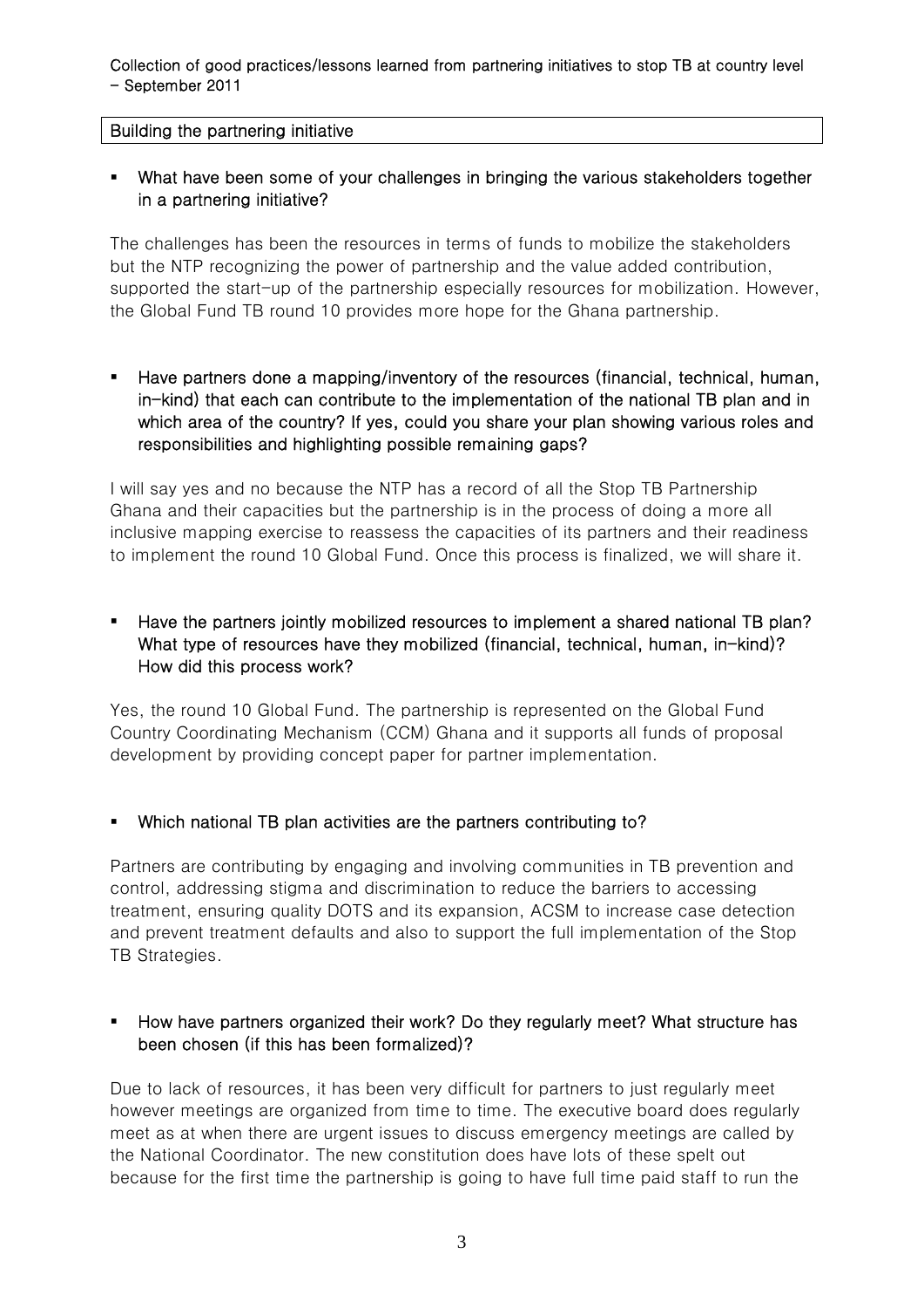Building the partnering initiative

- **What have been some of your challenges in bringing the various stakeholders together in a partnering initiative?**

The challenges has been the resources in terms of funds to mobilize the stakeholders but the NTP recognizing the power of partnership and the value added contribution, supported the start-up of the partnership especially resources for mobilization. However, the Global Fund TB round 10 provides more hope for the Ghana partnership.

- **Have partners done a mapping/inventory of the resources (financial, technical, human, in-kind) that each can contribute to the implementation of the national TB plan and in which area of the country? If yes, could you share your plan showing various roles and responsibilities and highlighting possible remaining gaps?**

I will say yes and no because the NTP has a record of all the Stop TB Partnership Ghana and their capacities but the partnership is in the process of doing a more all inclusive mapping exercise to reassess the capacities of its partners and their readiness to implement the round 10 Global Fund. Once this process is finalized, we will share it.

- **Have the partners jointly mobilized resources to implement a shared national TB plan? What type of resources have they mobilized (financial, technical, human, in-kind)? How did this process work?**

Yes, the round 10 Global Fund. The partnership is represented on the Global Fund Country Coordinating Mechanism (CCM) Ghana and it supports all funds of proposal development by providing concept paper for partner implementation.

- **Which national TB plan activities are the partners contributing to?**

Partners are contributing by engaging and involving communities in TB prevention and control, addressing stigma and discrimination to reduce the barriers to accessing treatment, ensuring quality DOTS and its expansion, ACSM to increase case detection and prevent treatment defaults and also to support the full implementation of the Stop TB Strategies.

- **How have partners organized their work? Do they regularly meet? What structure has been chosen (if this has been formalized)?**

Due to lack of resources, it has been very difficult for partners to just regularly meet however meetings are organized from time to time. The executive board does regularly meet as at when there are urgent issues to discuss emergency meetings are called by the National Coordinator. The new constitution does have lots of these spelt out because for the first time the partnership is going to have full time paid staff to run the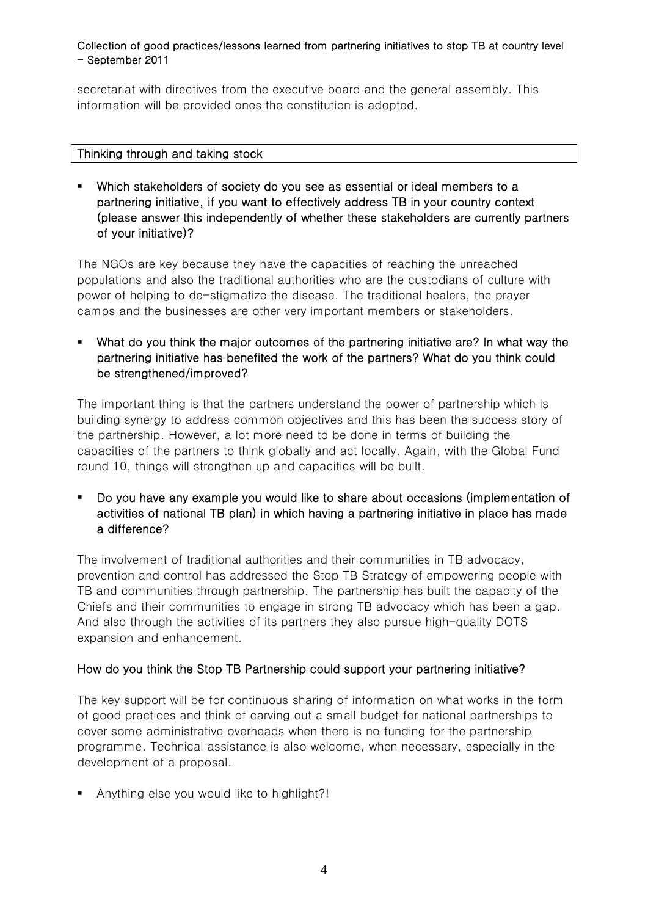secretariat with directives from the executive board and the general assembly. This information will be provided ones the constitution is adopted.

## Thinking through and taking stock

- **Which stakeholders of society do you see as essential or ideal members to a partnering initiative, if you want to effectively address TB in your country context (please answer this independently of whether these stakeholders are currently partners of your initiative)?**

The NGOs are key because they have the capacities of reaching the unreached populations and also the traditional authorities who are the custodians of culture with power of helping to de-stigmatize the disease. The traditional healers, the prayer camps and the businesses are other very important members or stakeholders.

- **What do you think the major outcomes of the partnering initiative are? In what way the partnering initiative has benefited the work of the partners? What do you think could be strengthened/improved?**

The important thing is that the partners understand the power of partnership which is building synergy to address common objectives and this has been the success story of the partnership. However, a lot more need to be done in terms of building the capacities of the partners to think globally and act locally. Again, with the Global Fund round 10, things will strengthen up and capacities will be built.

- **Do you have any example you would like to share about occasions (implementation of activities of national TB plan) in which having a partnering initiative in place has made a difference?**

The involvement of traditional authorities and their communities in TB advocacy, prevention and control has addressed the Stop TB Strategy of empowering people with TB and communities through partnership. The partnership has built the capacity of the Chiefs and their communities to engage in strong TB advocacy which has been a gap. And also through the activities of its partners they also pursue high-quality DOTS expansion and enhancement.

**How do you think the Stop TB Partnership could support your partnering initiative?**

The key support will be for continuous sharing of information on what works in the form of good practices and think of carving out a small budget for national partnerships to cover some administrative overheads when there is no funding for the partnership programme. Technical assistance is also welcome, when necessary, especially in the development of a proposal.

- Anything else you would like to highlight?!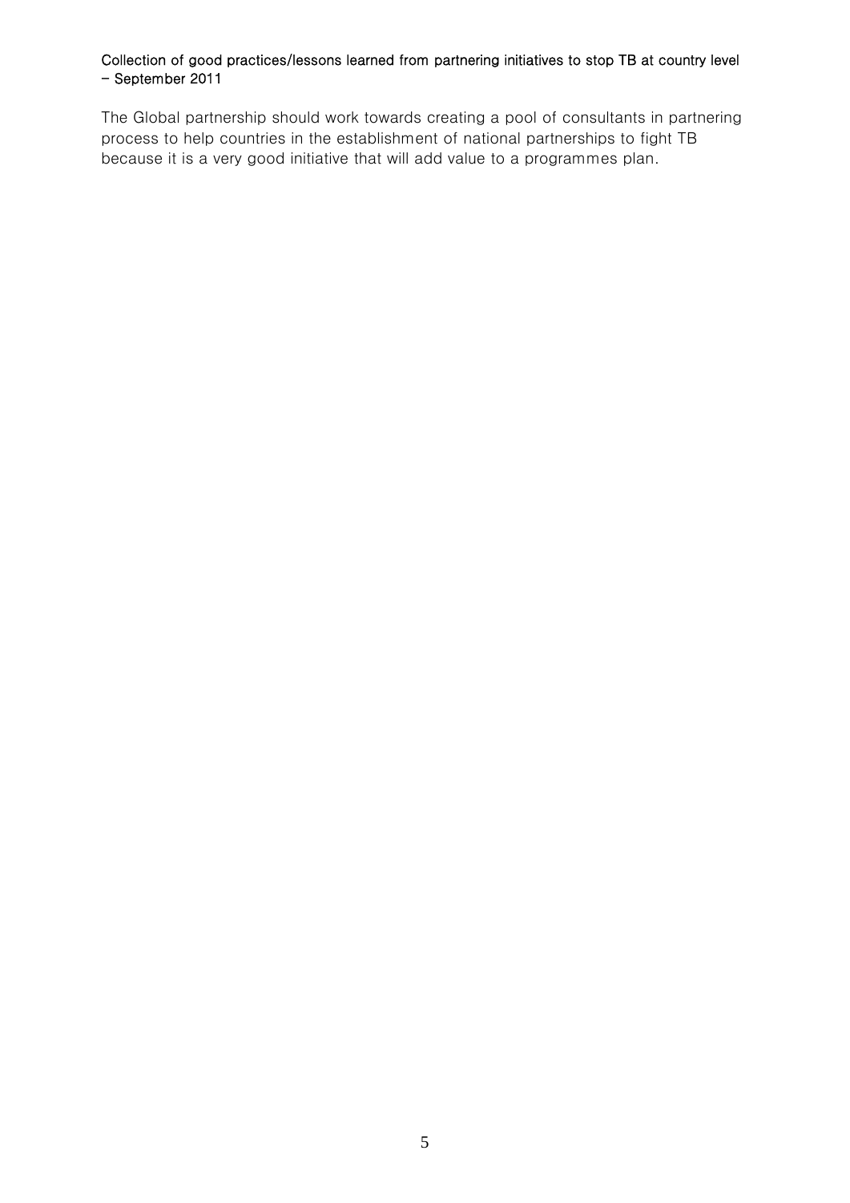The Global partnership should work towards creating a pool of consultants in partnering process to help countries in the establishment of national partnerships to fight TB because it is a very good initiative that will add value to a programmes plan.